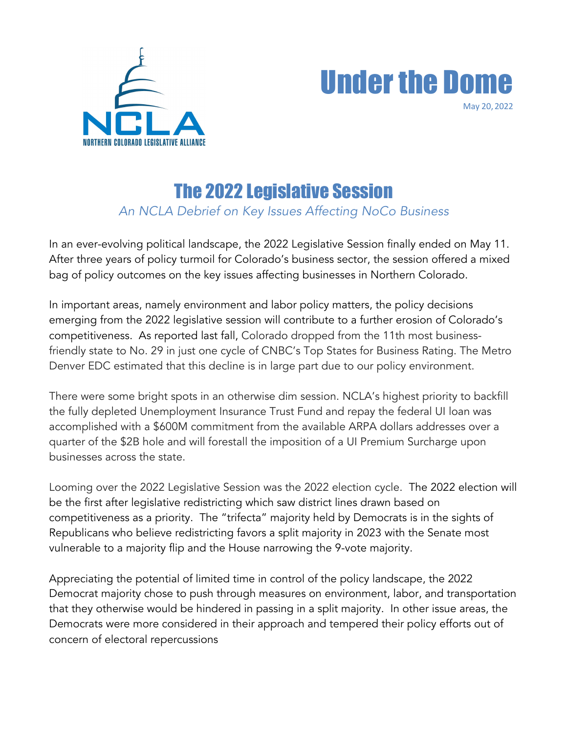NCLA

NORTHERN COLORADO LEGISLATIVE ALLIANCE

# Under the Dome

May 20, 2022

## The 2022 Legislative Session

*An NCLA Debrief on Key Issues Affecting NoCo Business*

In an ever-evolving political landscape, the 2022 Legislative Session finally ended on May 11. After three years of policy turmoil for Colorado's business sector, the session offered a mixed bag of policy outcomes on the key issues affecting businesses in Northern Colorado.

In important areas, namely environment and labor policy matters, the policy decisions emerging from the 2022 legislative session will contribute to a further erosion of Colorado's competitiveness. As reported last fall, Colorado dropped from the 11th most business-friendly state to No. 29 in just one cycle of CNBC's Top States for Business Rating. The Metro Denver EDC estimated that this decline is in large part due to our policy environment.

There were some bright spots in an otherwise dim session. NCLA's highest priority to backfill the fully depleted Unemployment Insurance Trust Fund and repay the federal UI loan was accomplished with a $600M commitment from the available ARPA dollars addresses over a quarter of the $2B hole and will forestall the imposition of a UI Premium Surcharge upon businesses across the state.

Looming over the 2022 Legislative Session was the 2022 election cycle. The 2022 election will be the first after legislative redistricting which saw district lines drawn based on competitiveness as a priority. The "trifecta" majority held by Democrats is in the sights of Republicans who believe redistricting favors a split majority in 2023 with the Senate most vulnerable to a majority flip and the House narrowing the 9-vote majority.

Appreciating the potential of limited time in control of the policy landscape, the 2022 Democrat majority chose to push through measures on environment, labor, and transportation that they otherwise would be hindered in passing in a split majority. In other issue areas, the Democrats were more considered in their approach and tempered their policy efforts out of concern of electoral repercussions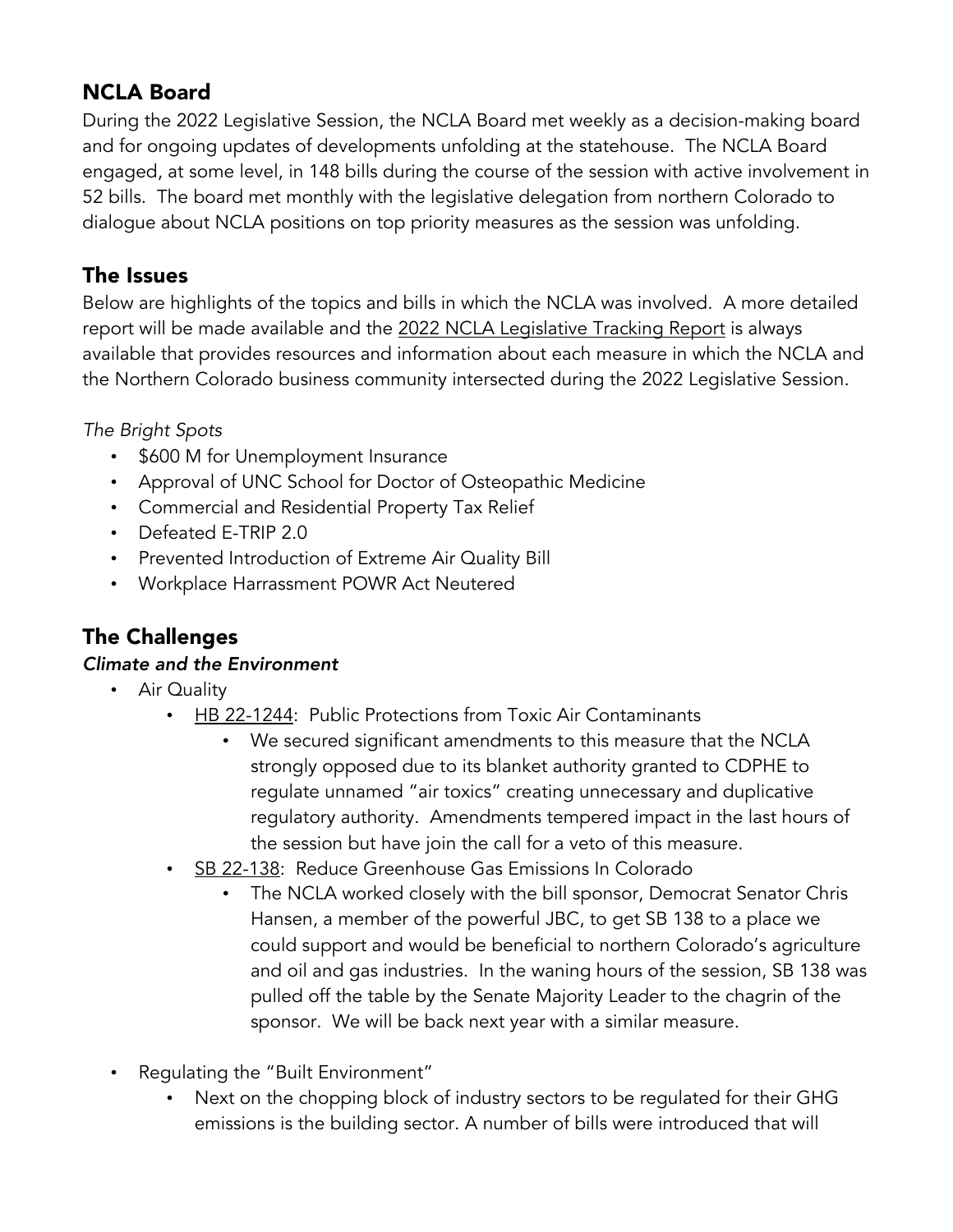## NCLA Board

During the 2022 Legislative Session, the NCLA Board met weekly as a decision-making board and for ongoing updates of developments unfolding at the statehouse. The NCLA Board engaged, at some level, in 148 bills during the course of the session with active involvement in 52 bills. The board met monthly with the legislative delegation from northern Colorado to dialogue about NCLA positions on top priority measures as the session was unfolding.

## The Issues

Below are highlights of the topics and bills in which the NCLA was involved. A more detailed report will be made available and the 2022 NCLA Legislative Tracking Report is always available that provides resources and information about each measure in which the NCLA and the Northern Colorado business community intersected during the 2022 Legislative Session.

*The Bright Spots*

- $600 M for Unemployment Insurance
- Approval of UNC School for Doctor of Osteopathic Medicine
- Commercial and Residential Property Tax Relief
- Defeated E-TRIP 2.0
- Prevented Introduction of Extreme Air Quality Bill
- Workplace Harrassment POWR Act Neutered

## The Challenges

***Climate and the Environment***

- Air Quality
  - HB 22-1244: Public Protections from Toxic Air Contaminants
    - We secured significant amendments to this measure that the NCLA strongly opposed due to its blanket authority granted to CDPHE to regulate unnamed "air toxics" creating unnecessary and duplicative regulatory authority. Amendments tempered impact in the last hours of the session but have join the call for a veto of this measure.
  - SB 22-138: Reduce Greenhouse Gas Emissions In Colorado
    - The NCLA worked closely with the bill sponsor, Democrat Senator Chris Hansen, a member of the powerful JBC, to get SB 138 to a place we could support and would be beneficial to northern Colorado's agriculture and oil and gas industries. In the waning hours of the session, SB 138 was pulled off the table by the Senate Majority Leader to the chagrin of the sponsor. We will be back next year with a similar measure.
- Regulating the "Built Environment"
  - Next on the chopping block of industry sectors to be regulated for their GHG emissions is the building sector. A number of bills were introduced that will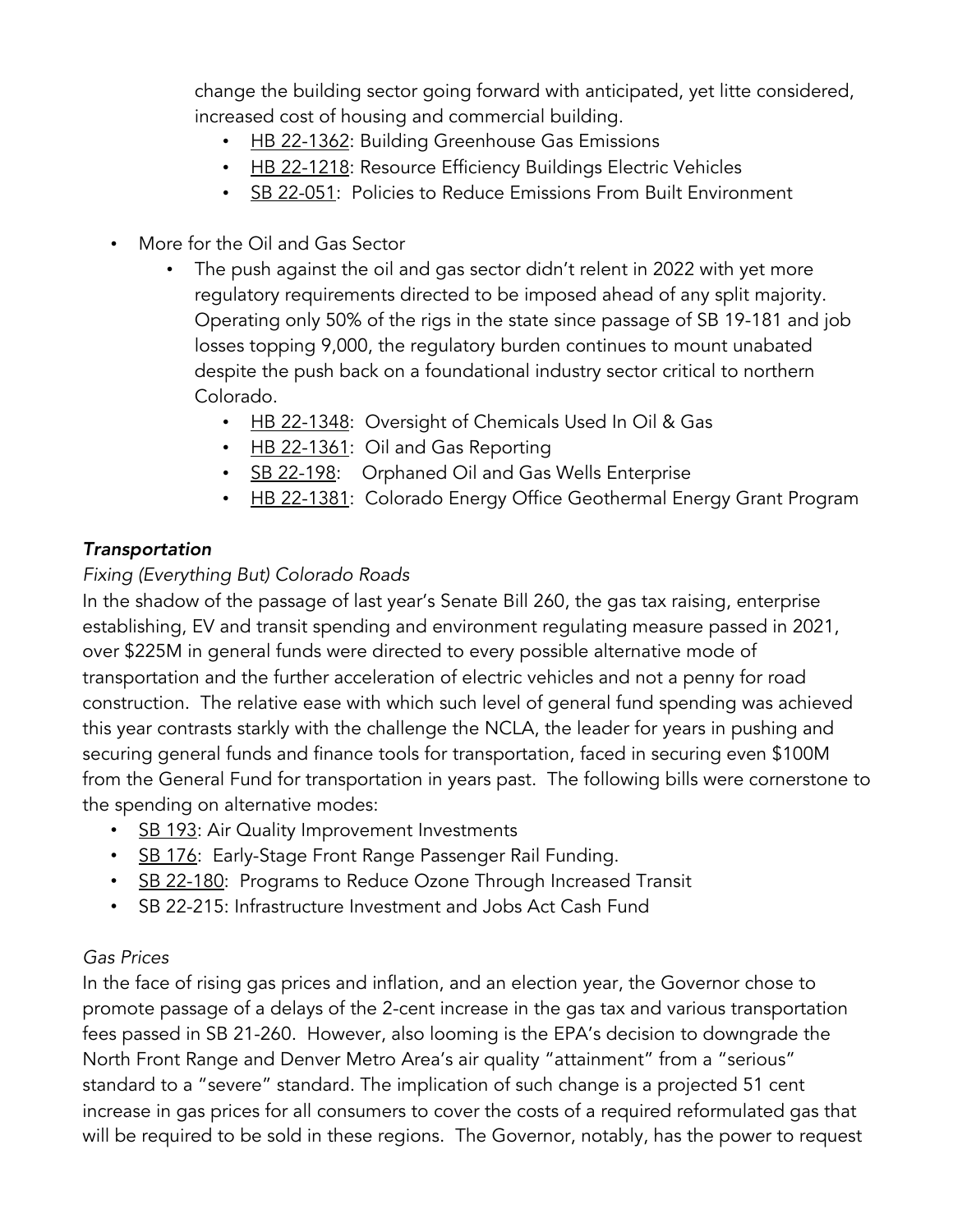change the building sector going forward with anticipated, yet litte considered, increased cost of housing and commercial building.

- HB 22-1362: Building Greenhouse Gas Emissions
- HB 22-1218: Resource Efficiency Buildings Electric Vehicles
- SB 22-051: Policies to Reduce Emissions From Built Environment

- More for the Oil and Gas Sector
  - The push against the oil and gas sector didn't relent in 2022 with yet more regulatory requirements directed to be imposed ahead of any split majority. Operating only 50% of the rigs in the state since passage of SB 19-181 and job losses topping 9,000, the regulatory burden continues to mount unabated despite the push back on a foundational industry sector critical to northern Colorado.
    - HB 22-1348: Oversight of Chemicals Used In Oil & Gas
    - HB 22-1361: Oil and Gas Reporting
    - SB 22-198: Orphaned Oil and Gas Wells Enterprise
    - HB 22-1381: Colorado Energy Office Geothermal Energy Grant Program

### *Transportation*

*Fixing (Everything But) Colorado Roads*

In the shadow of the passage of last year's Senate Bill 260, the gas tax raising, enterprise establishing, EV and transit spending and environment regulating measure passed in 2021, over $225M in general funds were directed to every possible alternative mode of transportation and the further acceleration of electric vehicles and not a penny for road construction. The relative ease with which such level of general fund spending was achieved this year contrasts starkly with the challenge the NCLA, the leader for years in pushing and securing general funds and finance tools for transportation, faced in securing even $100M from the General Fund for transportation in years past. The following bills were cornerstone to the spending on alternative modes:

- SB 193: Air Quality Improvement Investments
- SB 176: Early-Stage Front Range Passenger Rail Funding.
- SB 22-180: Programs to Reduce Ozone Through Increased Transit
- SB 22-215: Infrastructure Investment and Jobs Act Cash Fund

*Gas Prices*

In the face of rising gas prices and inflation, and an election year, the Governor chose to promote passage of a delays of the 2-cent increase in the gas tax and various transportation fees passed in SB 21-260. However, also looming is the EPA's decision to downgrade the North Front Range and Denver Metro Area's air quality "attainment" from a "serious" standard to a "severe" standard. The implication of such change is a projected 51 cent increase in gas prices for all consumers to cover the costs of a required reformulated gas that will be required to be sold in these regions. The Governor, notably, has the power to request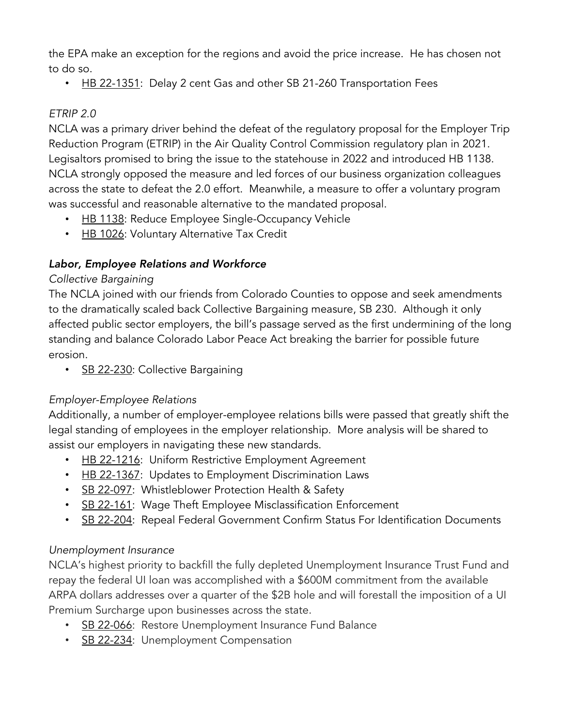the EPA make an exception for the regions and avoid the price increase. He has chosen not to do so.

- HB 22-1351: Delay 2 cent Gas and other SB 21-260 Transportation Fees

*ETRIP 2.0*

NCLA was a primary driver behind the defeat of the regulatory proposal for the Employer Trip Reduction Program (ETRIP) in the Air Quality Control Commission regulatory plan in 2021. Legisaltors promised to bring the issue to the statehouse in 2022 and introduced HB 1138. NCLA strongly opposed the measure and led forces of our business organization colleagues across the state to defeat the 2.0 effort. Meanwhile, a measure to offer a voluntary program was successful and reasonable alternative to the mandated proposal.

- HB 1138: Reduce Employee Single-Occupancy Vehicle
- HB 1026: Voluntary Alternative Tax Credit

### *Labor, Employee Relations and Workforce*

*Collective Bargaining*

The NCLA joined with our friends from Colorado Counties to oppose and seek amendments to the dramatically scaled back Collective Bargaining measure, SB 230. Although it only affected public sector employers, the bill's passage served as the first undermining of the long standing and balance Colorado Labor Peace Act breaking the barrier for possible future erosion.

- SB 22-230: Collective Bargaining

*Employer-Employee Relations*

Additionally, a number of employer-employee relations bills were passed that greatly shift the legal standing of employees in the employer relationship. More analysis will be shared to assist our employers in navigating these new standards.

- HB 22-1216: Uniform Restrictive Employment Agreement
- HB 22-1367: Updates to Employment Discrimination Laws
- SB 22-097: Whistleblower Protection Health & Safety
- SB 22-161: Wage Theft Employee Misclassification Enforcement
- SB 22-204: Repeal Federal Government Confirm Status For Identification Documents

*Unemployment Insurance*

NCLA's highest priority to backfill the fully depleted Unemployment Insurance Trust Fund and repay the federal UI loan was accomplished with a $600M commitment from the available ARPA dollars addresses over a quarter of the $2B hole and will forestall the imposition of a UI Premium Surcharge upon businesses across the state.

- SB 22-066: Restore Unemployment Insurance Fund Balance
- SB 22-234: Unemployment Compensation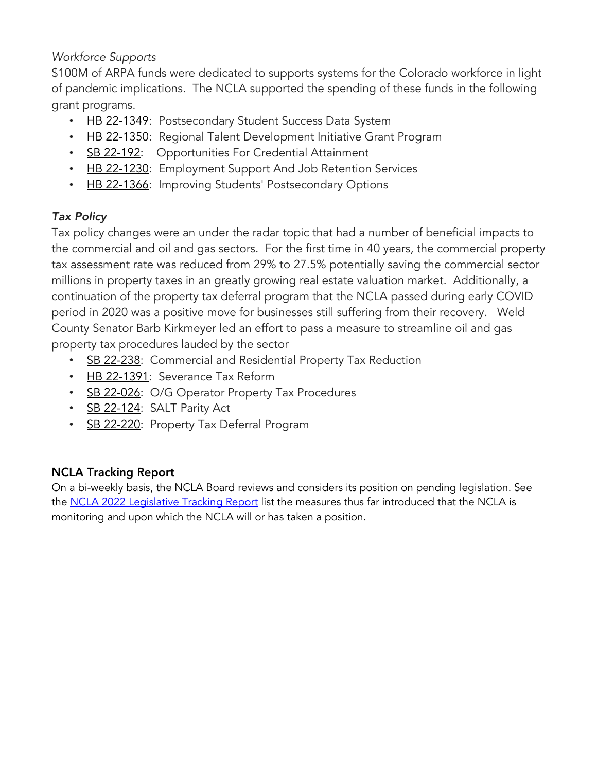*Workforce Supports*

$100M of ARPA funds were dedicated to supports systems for the Colorado workforce in light of pandemic implications. The NCLA supported the spending of these funds in the following grant programs.

- HB 22-1349: Postsecondary Student Success Data System
- HB 22-1350: Regional Talent Development Initiative Grant Program
- SB 22-192: Opportunities For Credential Attainment
- HB 22-1230: Employment Support And Job Retention Services
- HB 22-1366: Improving Students' Postsecondary Options

***Tax Policy***

Tax policy changes were an under the radar topic that had a number of beneficial impacts to the commercial and oil and gas sectors. For the first time in 40 years, the commercial property tax assessment rate was reduced from 29% to 27.5% potentially saving the commercial sector millions in property taxes in an greatly growing real estate valuation market. Additionally, a continuation of the property tax deferral program that the NCLA passed during early COVID period in 2020 was a positive move for businesses still suffering from their recovery. Weld County Senator Barb Kirkmeyer led an effort to pass a measure to streamline oil and gas property tax procedures lauded by the sector

- SB 22-238: Commercial and Residential Property Tax Reduction
- HB 22-1391: Severance Tax Reform
- SB 22-026: O/G Operator Property Tax Procedures
- SB 22-124: SALT Parity Act
- SB 22-220: Property Tax Deferral Program

## NCLA Tracking Report

On a bi-weekly basis, the NCLA Board reviews and considers its position on pending legislation. See the NCLA 2022 Legislative Tracking Report list the measures thus far introduced that the NCLA is monitoring and upon which the NCLA will or has taken a position.